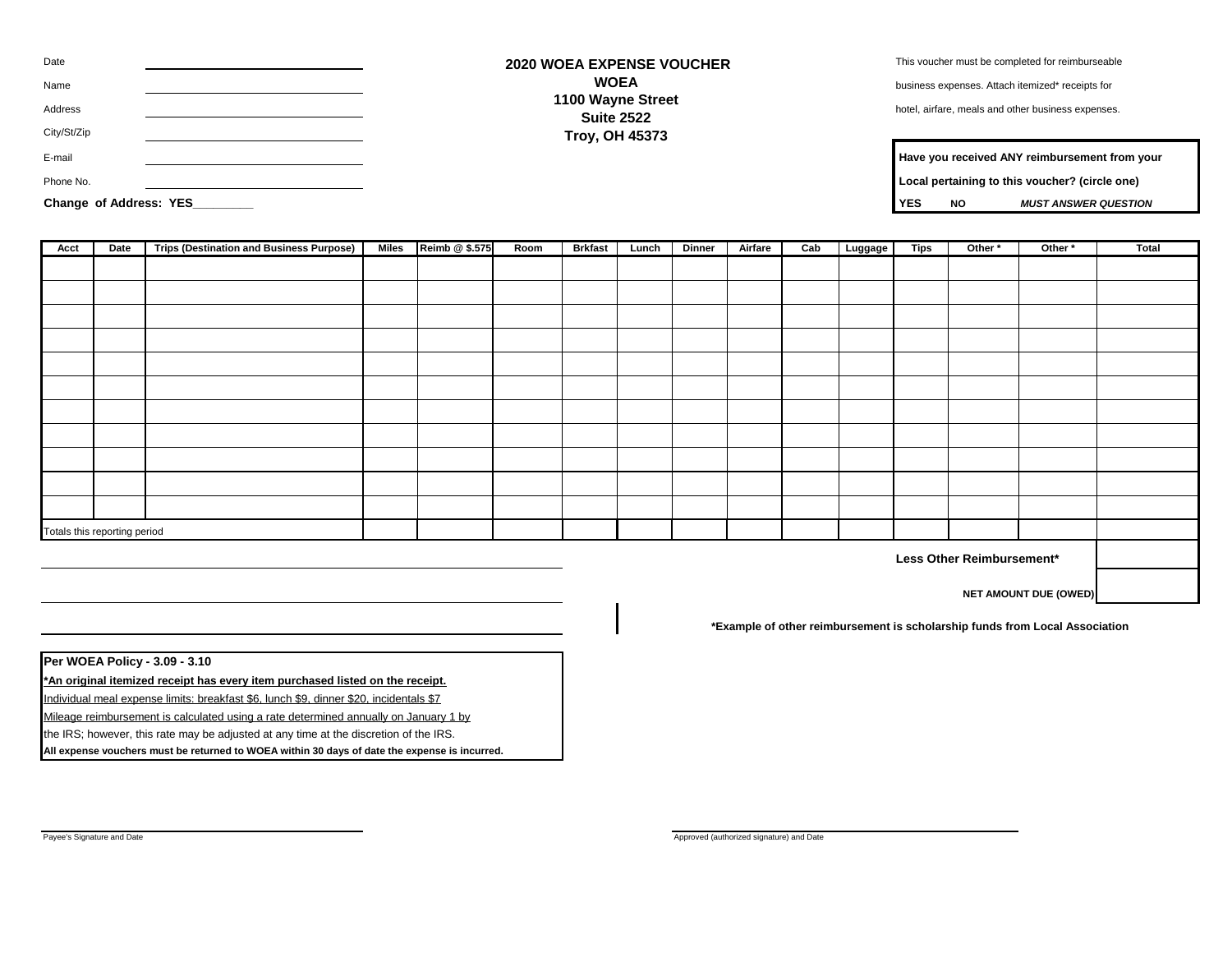Date ____________________

Name ____________________

Address ____________________

City/St/Zip ____________________

E-mail ____________________

Phone No. ____________________

**Change of Address: YES________**

**2020 WOEA EXPENSE VOUCHER**
**WOEA**
**1100 Wayne Street**
**Suite 2522**
**Troy, OH 45373**

This voucher must be completed for reimburseable business expenses. Attach itemized* receipts for hotel, airfare, meals and other business expenses.

**Have you received ANY reimbursement from your Local pertaining to this voucher? (circle one)**
**YES** **NO** ***MUST ANSWER QUESTION***

| Acct | Date | Trips (Destination and Business Purpose) | Miles | Reimb @ $.575 | Room | Brkfast | Lunch | Dinner | Airfare | Cab | Luggage | Tips | Other * | Other * | Total |
|---|---|---|---|---|---|---|---|---|---|---|---|---|---|---|---|
| | | | | | | | | | | | | | | | |
| | | | | | | | | | | | | | | | |
| | | | | | | | | | | | | | | | |
| | | | | | | | | | | | | | | | |
| | | | | | | | | | | | | | | | |
| | | | | | | | | | | | | | | | |
| | | | | | | | | | | | | | | | |
| | | | | | | | | | | | | | | | |
| | | | | | | | | | | | | | | | |
| | | | | | | | | | | | | | | | |
| | | | | | | | | | | | | | | | |
| Totals this reporting period | | | | | | | | | | | | | | | |

**Less Other Reimbursement*** ________

**NET AMOUNT DUE (OWED)** ________

**\*Example of other reimbursement is scholarship funds from Local Association**

**Per WOEA Policy - 3.09 - 3.10**

**\*An original itemized receipt has every item purchased listed on the receipt.**

Individual meal expense limits: breakfast $6, lunch $9, dinner $20, incidentals $7

Mileage reimbursement is calculated using a rate determined annually on January 1 by the IRS; however, this rate may be adjusted at any time at the discretion of the IRS.

**All expense vouchers must be returned to WOEA within 30 days of date the expense is incurred.**

____________________
Payee's Signature and Date

____________________
Approved (authorized signature) and Date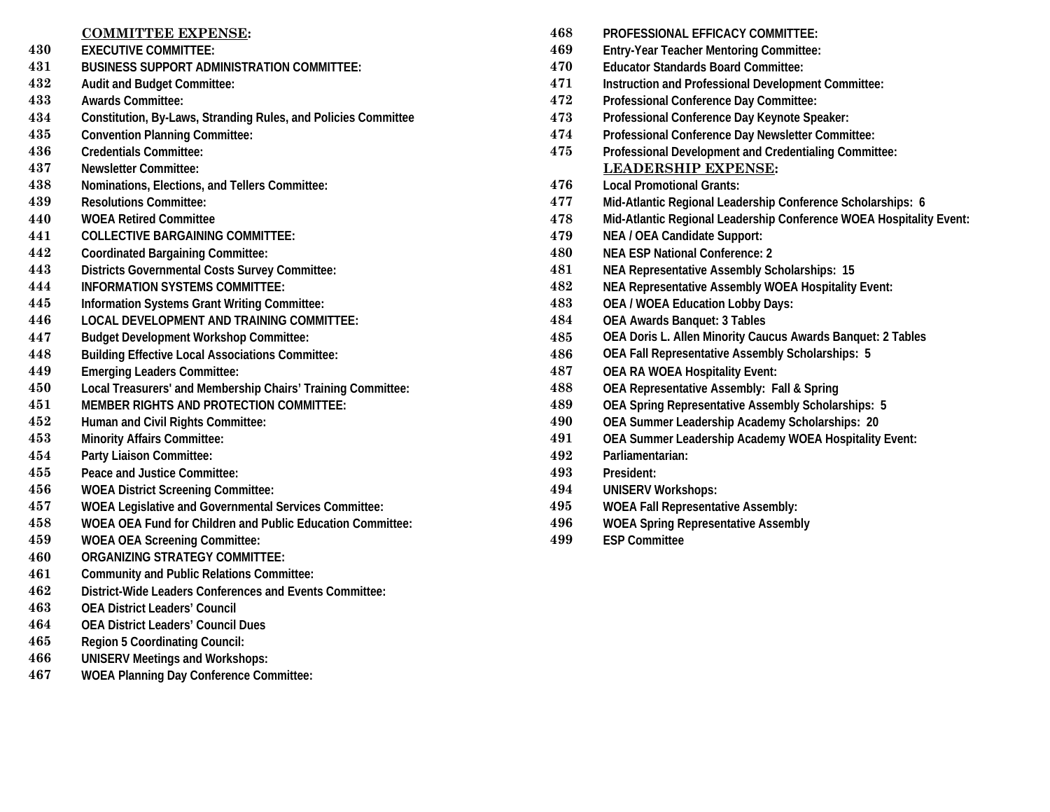**COMMITTEE EXPENSE:**

430 EXECUTIVE COMMITTEE:
431 BUSINESS SUPPORT ADMINISTRATION COMMITTEE:
432 Audit and Budget Committee:
433 Awards Committee:
434 Constitution, By-Laws, Stranding Rules, and Policies Committee
435 Convention Planning Committee:
436 Credentials Committee:
437 Newsletter Committee:
438 Nominations, Elections, and Tellers Committee:
439 Resolutions Committee:
440 WOEA Retired Committee
441 COLLECTIVE BARGAINING COMMITTEE:
442 Coordinated Bargaining Committee:
443 Districts Governmental Costs Survey Committee:
444 INFORMATION SYSTEMS COMMITTEE:
445 Information Systems Grant Writing Committee:
446 LOCAL DEVELOPMENT AND TRAINING COMMITTEE:
447 Budget Development Workshop Committee:
448 Building Effective Local Associations Committee:
449 Emerging Leaders Committee:
450 Local Treasurers' and Membership Chairs' Training Committee:
451 MEMBER RIGHTS AND PROTECTION COMMITTEE:
452 Human and Civil Rights Committee:
453 Minority Affairs Committee:
454 Party Liaison Committee:
455 Peace and Justice Committee:
456 WOEA District Screening Committee:
457 WOEA Legislative and Governmental Services Committee:
458 WOEA OEA Fund for Children and Public Education Committee:
459 WOEA OEA Screening Committee:
460 ORGANIZING STRATEGY COMMITTEE:
461 Community and Public Relations Committee:
462 District-Wide Leaders Conferences and Events Committee:
463 OEA District Leaders' Council
464 OEA District Leaders' Council Dues
465 Region 5 Coordinating Council:
466 UNISERV Meetings and Workshops:
467 WOEA Planning Day Conference Committee:
468 PROFESSIONAL EFFICACY COMMITTEE:
469 Entry-Year Teacher Mentoring Committee:
470 Educator Standards Board Committee:
471 Instruction and Professional Development Committee:
472 Professional Conference Day Committee:
473 Professional Conference Day Keynote Speaker:
474 Professional Conference Day Newsletter Committee:
475 Professional Development and Credentialing Committee:

**LEADERSHIP EXPENSE:**

476 Local Promotional Grants:
477 Mid-Atlantic Regional Leadership Conference Scholarships: 6
478 Mid-Atlantic Regional Leadership Conference WOEA Hospitality Event:
479 NEA / OEA Candidate Support:
480 NEA ESP National Conference: 2
481 NEA Representative Assembly Scholarships: 15
482 NEA Representative Assembly WOEA Hospitality Event:
483 OEA / WOEA Education Lobby Days:
484 OEA Awards Banquet: 3 Tables
485 OEA Doris L. Allen Minority Caucus Awards Banquet: 2 Tables
486 OEA Fall Representative Assembly Scholarships: 5
487 OEA RA WOEA Hospitality Event:
488 OEA Representative Assembly: Fall & Spring
489 OEA Spring Representative Assembly Scholarships: 5
490 OEA Summer Leadership Academy Scholarships: 20
491 OEA Summer Leadership Academy WOEA Hospitality Event:
492 Parliamentarian:
493 President:
494 UNISERV Workshops:
495 WOEA Fall Representative Assembly:
496 WOEA Spring Representative Assembly
499 ESP Committee